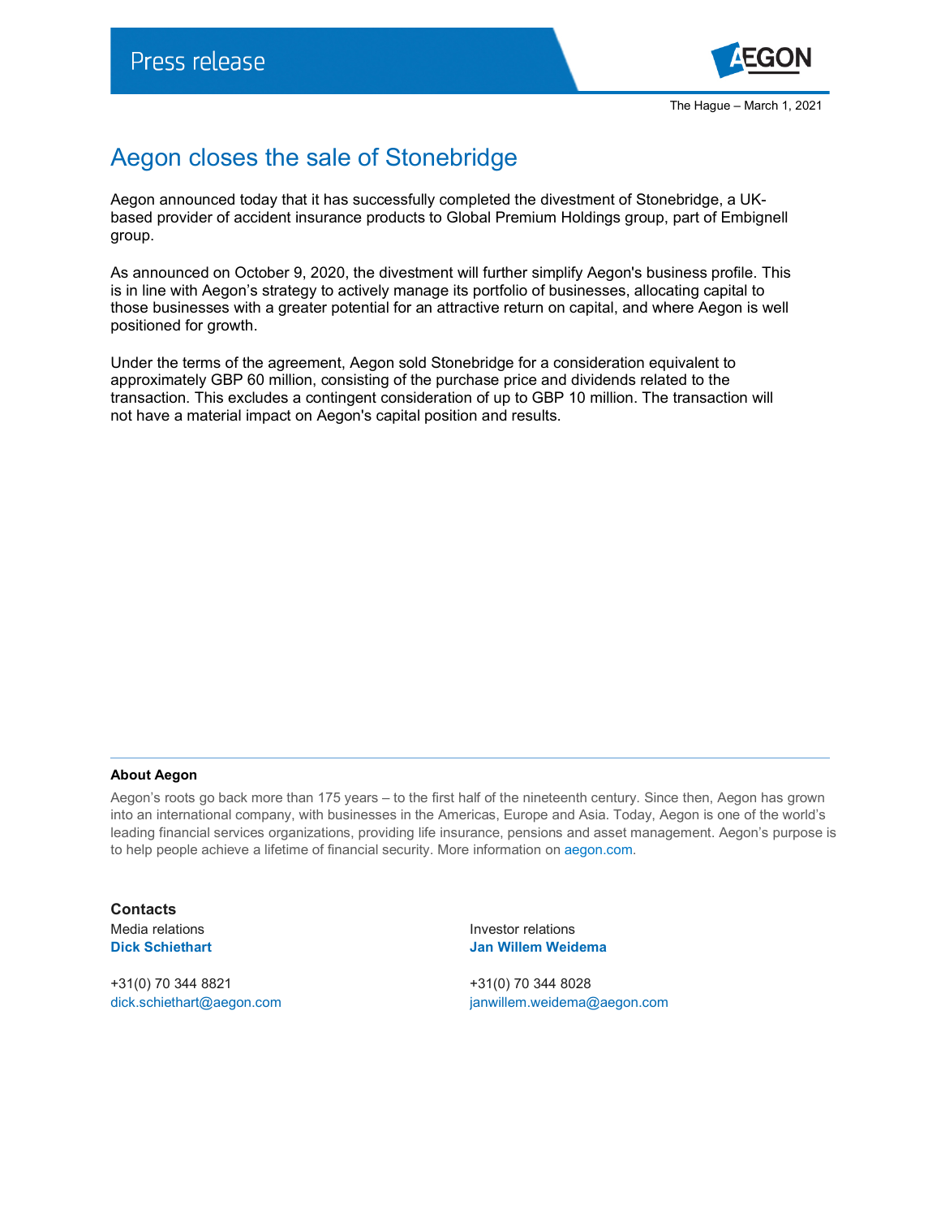Press release

The Hague – March 1, 2021

# Aegon closes the sale of Stonebridge

Aegon announced today that it has successfully completed the divestment of Stonebridge, a UK-based provider of accident insurance products to Global Premium Holdings group, part of Embignell group.

As announced on October 9, 2020, the divestment will further simplify Aegon's business profile. This is in line with Aegon's strategy to actively manage its portfolio of businesses, allocating capital to those businesses with a greater potential for an attractive return on capital, and where Aegon is well positioned for growth.

Under the terms of the agreement, Aegon sold Stonebridge for a consideration equivalent to approximately GBP 60 million, consisting of the purchase price and dividends related to the transaction. This excludes a contingent consideration of up to GBP 10 million. The transaction will not have a material impact on Aegon's capital position and results.

---

**About Aegon**

Aegon's roots go back more than 175 years – to the first half of the nineteenth century. Since then, Aegon has grown into an international company, with businesses in the Americas, Europe and Asia. Today, Aegon is one of the world's leading financial services organizations, providing life insurance, pensions and asset management. Aegon's purpose is to help people achieve a lifetime of financial security. More information on aegon.com.

**Contacts**

Media relations
**Dick Schiethart**

+31(0) 70 344 8821
dick.schiethart@aegon.com

Investor relations
**Jan Willem Weidema**

+31(0) 70 344 8028
janwillem.weidema@aegon.com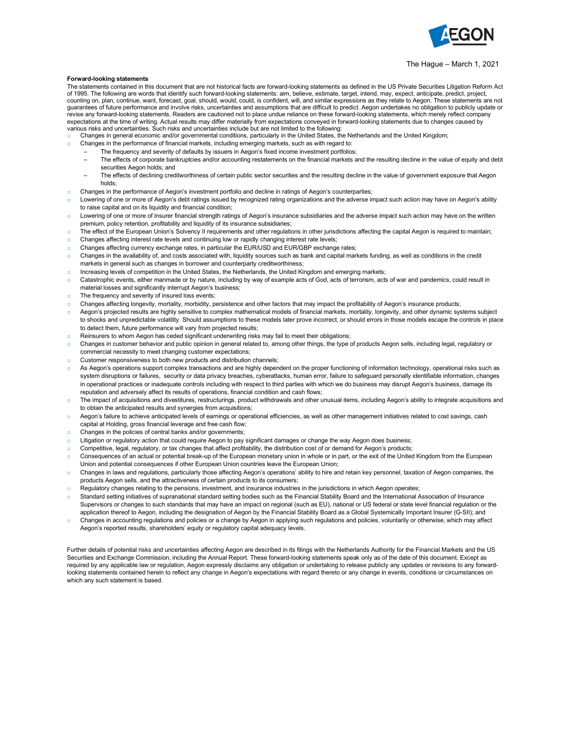The Hague – March 1, 2021

**Forward-looking statements**

The statements contained in this document that are not historical facts are forward-looking statements as defined in the US Private Securities Litigation Reform Act of 1995. The following are words that identify such forward-looking statements: aim, believe, estimate, target, intend, may, expect, anticipate, predict, project, counting on, plan, continue, want, forecast, goal, should, would, could, is confident, will, and similar expressions as they relate to Aegon. These statements are not guarantees of future performance and involve risks, uncertainties and assumptions that are difficult to predict. Aegon undertakes no obligation to publicly update or revise any forward-looking statements. Readers are cautioned not to place undue reliance on these forward-looking statements, which merely reflect company expectations at the time of writing. Actual results may differ materially from expectations conveyed in forward-looking statements due to changes caused by various risks and uncertainties. Such risks and uncertainties include but are not limited to the following:

- Changes in general economic and/or governmental conditions, particularly in the United States, the Netherlands and the United Kingdom;
- Changes in the performance of financial markets, including emerging markets, such as with regard to:
  - The frequency and severity of defaults by issuers in Aegon's fixed income investment portfolios;
  - The effects of corporate bankruptcies and/or accounting restatements on the financial markets and the resulting decline in the value of equity and debt securities Aegon holds; and
  - The effects of declining creditworthiness of certain public sector securities and the resulting decline in the value of government exposure that Aegon holds;
- Changes in the performance of Aegon's investment portfolio and decline in ratings of Aegon's counterparties;
- Lowering of one or more of Aegon's debt ratings issued by recognized rating organizations and the adverse impact such action may have on Aegon's ability to raise capital and on its liquidity and financial condition;
- Lowering of one or more of insurer financial strength ratings of Aegon's insurance subsidiaries and the adverse impact such action may have on the written premium, policy retention, profitability and liquidity of its insurance subsidiaries;
- The effect of the European Union's Solvency II requirements and other regulations in other jurisdictions affecting the capital Aegon is required to maintain;
- Changes affecting interest rate levels and continuing low or rapidly changing interest rate levels;
- Changes affecting currency exchange rates, in particular the EUR/USD and EUR/GBP exchange rates;
- Changes in the availability of, and costs associated with, liquidity sources such as bank and capital markets funding, as well as conditions in the credit markets in general such as changes in borrower and counterparty creditworthiness;
- Increasing levels of competition in the United States, the Netherlands, the United Kingdom and emerging markets;
- Catastrophic events, either manmade or by nature, including by way of example acts of God, acts of terrorism, acts of war and pandemics, could result in material losses and significantly interrupt Aegon's business;
- The frequency and severity of insured loss events;
- Changes affecting longevity, mortality, morbidity, persistence and other factors that may impact the profitability of Aegon's insurance products;
- Aegon's projected results are highly sensitive to complex mathematical models of financial markets, mortality, longevity, and other dynamic systems subject to shocks and unpredictable volatility. Should assumptions to these models later prove incorrect, or should errors in those models escape the controls in place to detect them, future performance will vary from projected results;
- Reinsurers to whom Aegon has ceded significant underwriting risks may fail to meet their obligations;
- Changes in customer behavior and public opinion in general related to, among other things, the type of products Aegon sells, including legal, regulatory or commercial necessity to meet changing customer expectations;
- Customer responsiveness to both new products and distribution channels;
- As Aegon's operations support complex transactions and are highly dependent on the proper functioning of information technology, operational risks such as system disruptions or failures, security or data privacy breaches, cyberattacks, human error, failure to safeguard personally identifiable information, changes in operational practices or inadequate controls including with respect to third parties with which we do business may disrupt Aegon's business, damage its reputation and adversely affect its results of operations, financial condition and cash flows;
- The impact of acquisitions and divestitures, restructurings, product withdrawals and other unusual items, including Aegon's ability to integrate acquisitions and to obtain the anticipated results and synergies from acquisitions;
- Aegon's failure to achieve anticipated levels of earnings or operational efficiencies, as well as other management initiatives related to cost savings, cash capital at Holding, gross financial leverage and free cash flow;
- Changes in the policies of central banks and/or governments;
- Litigation or regulatory action that could require Aegon to pay significant damages or change the way Aegon does business;
- Competitive, legal, regulatory, or tax changes that affect profitability, the distribution cost of or demand for Aegon's products;
- Consequences of an actual or potential break-up of the European monetary union in whole or in part, or the exit of the United Kingdom from the European Union and potential consequences if other European Union countries leave the European Union;
- Changes in laws and regulations, particularly those affecting Aegon's operations' ability to hire and retain key personnel, taxation of Aegon companies, the products Aegon sells, and the attractiveness of certain products to its consumers;
- Regulatory changes relating to the pensions, investment, and insurance industries in the jurisdictions in which Aegon operates;
- Standard setting initiatives of supranational standard setting bodies such as the Financial Stability Board and the International Association of Insurance Supervisors or changes to such standards that may have an impact on regional (such as EU), national or US federal or state level financial regulation or the application thereof to Aegon, including the designation of Aegon by the Financial Stability Board as a Global Systemically Important Insurer (G-SII); and
- Changes in accounting regulations and policies or a change by Aegon in applying such regulations and policies, voluntarily or otherwise, which may affect Aegon's reported results, shareholders' equity or regulatory capital adequacy levels.

Further details of potential risks and uncertainties affecting Aegon are described in its filings with the Netherlands Authority for the Financial Markets and the US Securities and Exchange Commission, including the Annual Report. These forward-looking statements speak only as of the date of this document. Except as required by any applicable law or regulation, Aegon expressly disclaims any obligation or undertaking to release publicly any updates or revisions to any forward-looking statements contained herein to reflect any change in Aegon's expectations with regard thereto or any change in events, conditions or circumstances on which any such statement is based.